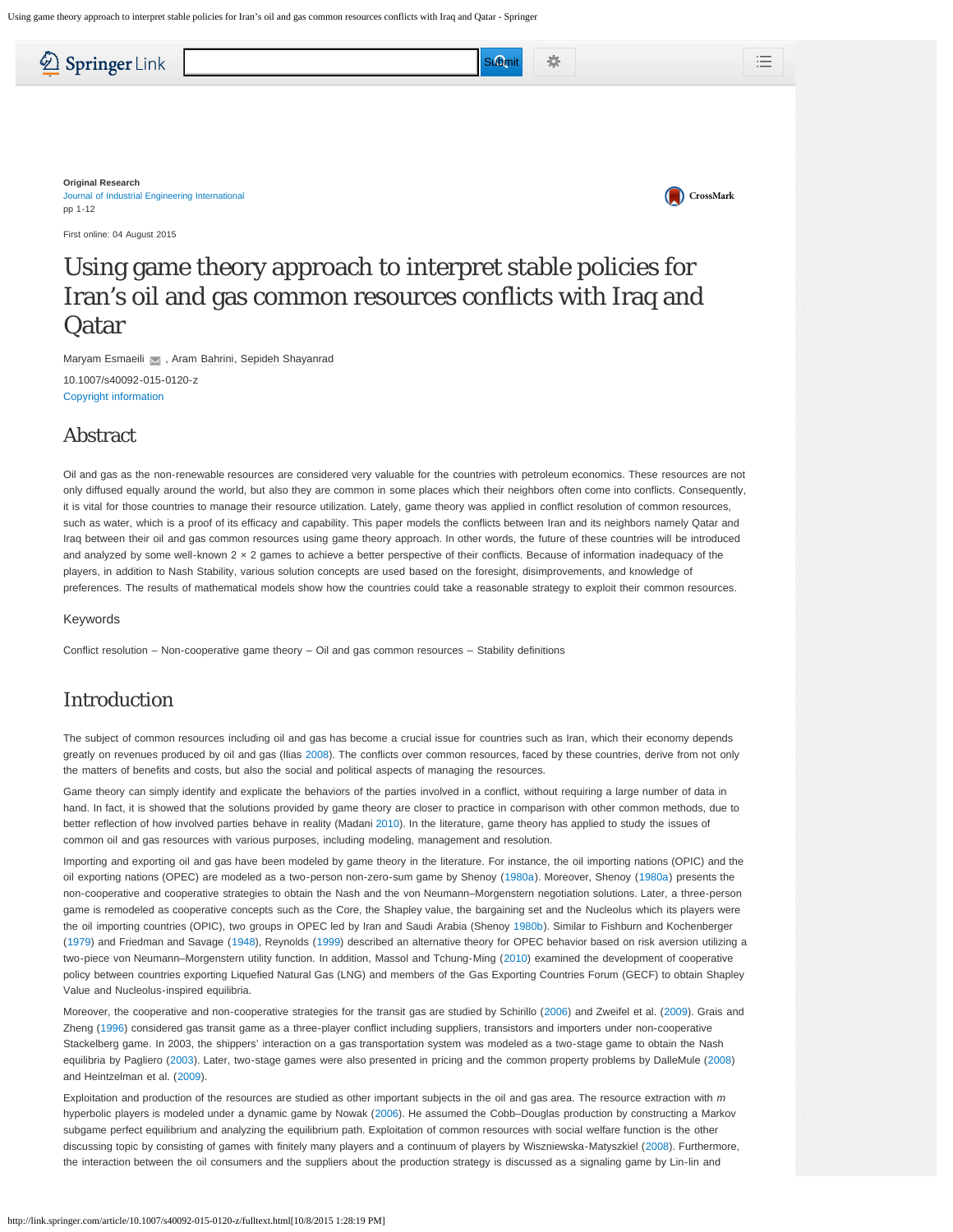Original Research

Journal of Industrial Engineering International

pp 1-12

First online: 04 August 2015

# Using game theory approach to interpret stable policies for Iran's oil and gas common resources conflicts with Iraq and Qatar

Maryam Esmaeili, Aram Bahrini, Sepideh Shayanrad

10.1007/s40092-015-0120-z

Copyright information

## Abstract

Oil and gas as the non-renewable resources are considered very valuable for the countries with petroleum economics. These resources are not only diffused equally around the world, but also they are common in some places which their neighbors often come into conflicts. Consequently, it is vital for those countries to manage their resource utilization. Lately, game theory was applied in conflict resolution of common resources, such as water, which is a proof of its efficacy and capability. This paper models the conflicts between Iran and its neighbors namely Qatar and Iraq between their oil and gas common resources using game theory approach. In other words, the future of these countries will be introduced and analyzed by some well-known 2 × 2 games to achieve a better perspective of their conflicts. Because of information inadequacy of the players, in addition to Nash Stability, various solution concepts are used based on the foresight, disimprovements, and knowledge of preferences. The results of mathematical models show how the countries could take a reasonable strategy to exploit their common resources.

### Keywords

Conflict resolution – Non-cooperative game theory – Oil and gas common resources – Stability definitions

## Introduction

The subject of common resources including oil and gas has become a crucial issue for countries such as Iran, which their economy depends greatly on revenues produced by oil and gas (Ilias 2008). The conflicts over common resources, faced by these countries, derive from not only the matters of benefits and costs, but also the social and political aspects of managing the resources.

Game theory can simply identify and explicate the behaviors of the parties involved in a conflict, without requiring a large number of data in hand. In fact, it is showed that the solutions provided by game theory are closer to practice in comparison with other common methods, due to better reflection of how involved parties behave in reality (Madani 2010). In the literature, game theory has applied to study the issues of common oil and gas resources with various purposes, including modeling, management and resolution.

Importing and exporting oil and gas have been modeled by game theory in the literature. For instance, the oil importing nations (OPIC) and the oil exporting nations (OPEC) are modeled as a two-person non-zero-sum game by Shenoy (1980a). Moreover, Shenoy (1980a) presents the non-cooperative and cooperative strategies to obtain the Nash and the von Neumann–Morgenstern negotiation solutions. Later, a three-person game is remodeled as cooperative concepts such as the Core, the Shapley value, the bargaining set and the Nucleolus which its players were the oil importing countries (OPIC), two groups in OPEC led by Iran and Saudi Arabia (Shenoy 1980b). Similar to Fishburn and Kochenberger (1979) and Friedman and Savage (1948), Reynolds (1999) described an alternative theory for OPEC behavior based on risk aversion utilizing a two-piece von Neumann–Morgenstern utility function. In addition, Massol and Tchung-Ming (2010) examined the development of cooperative policy between countries exporting Liquefied Natural Gas (LNG) and members of the Gas Exporting Countries Forum (GECF) to obtain Shapley Value and Nucleolus-inspired equilibria.

Moreover, the cooperative and non-cooperative strategies for the transit gas are studied by Schirillo (2006) and Zweifel et al. (2009). Grais and Zheng (1996) considered gas transit game as a three-player conflict including suppliers, transistors and importers under non-cooperative Stackelberg game. In 2003, the shippers' interaction on a gas transportation system was modeled as a two-stage game to obtain the Nash equilibria by Pagliero (2003). Later, two-stage games were also presented in pricing and the common property problems by DalleMule (2008) and Heintzelman et al. (2009).

Exploitation and production of the resources are studied as other important subjects in the oil and gas area. The resource extraction with *m* hyperbolic players is modeled under a dynamic game by Nowak (2006). He assumed the Cobb–Douglas production by constructing a Markov subgame perfect equilibrium and analyzing the equilibrium path. Exploitation of common resources with social welfare function is the other discussing topic by consisting of games with finitely many players and a continuum of players by Wiszniewska-Matyszkiel (2008). Furthermore, the interaction between the oil consumers and the suppliers about the production strategy is discussed as a signaling game by Lin-lin and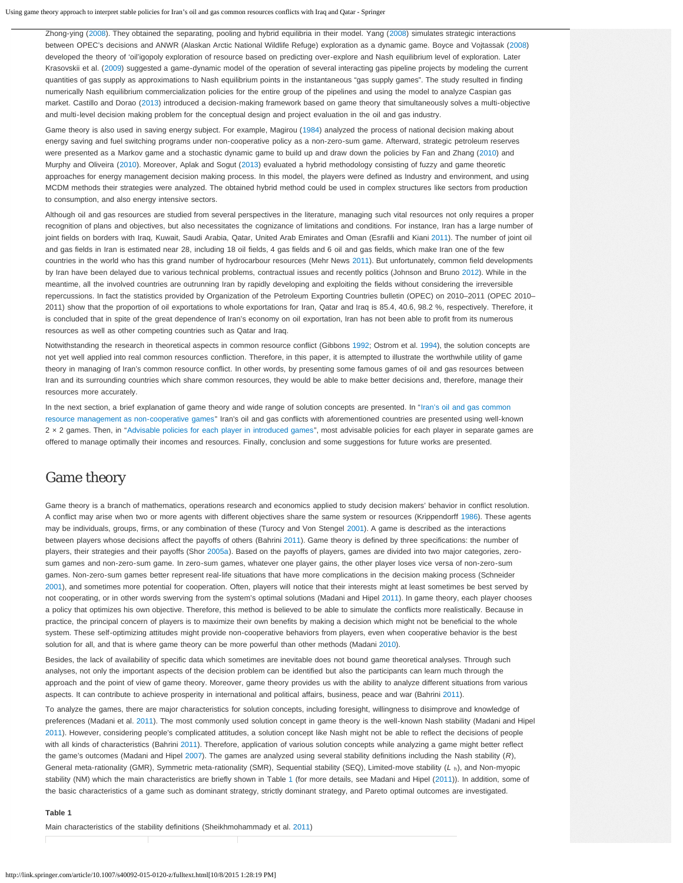Zhong-ying (2008). They obtained the separating, pooling and hybrid equilibria in their model. Yang (2008) simulates strategic interactions between OPEC's decisions and ANWR (Alaskan Arctic National Wildlife Refuge) exploration as a dynamic game. Boyce and Vojtassak (2008) developed the theory of 'oil'igopoly exploration of resource based on predicting over-explore and Nash equilibrium level of exploration. Later Krasovskii et al. (2009) suggested a game-dynamic model of the operation of several interacting gas pipeline projects by modeling the current quantities of gas supply as approximations to Nash equilibrium points in the instantaneous "gas supply games". The study resulted in finding numerically Nash equilibrium commercialization policies for the entire group of the pipelines and using the model to analyze Caspian gas market. Castillo and Dorao (2013) introduced a decision-making framework based on game theory that simultaneously solves a multi-objective and multi-level decision making problem for the conceptual design and project evaluation in the oil and gas industry.

Game theory is also used in saving energy subject. For example, Magirou (1984) analyzed the process of national decision making about energy saving and fuel switching programs under non-cooperative policy as a non-zero-sum game. Afterward, strategic petroleum reserves were presented as a Markov game and a stochastic dynamic game to build up and draw down the policies by Fan and Zhang (2010) and Murphy and Oliveira (2010). Moreover, Aplak and Sogut (2013) evaluated a hybrid methodology consisting of fuzzy and game theoretic approaches for energy management decision making process. In this model, the players were defined as Industry and environment, and using MCDM methods their strategies were analyzed. The obtained hybrid method could be used in complex structures like sectors from production to consumption, and also energy intensive sectors.

Although oil and gas resources are studied from several perspectives in the literature, managing such vital resources not only requires a proper recognition of plans and objectives, but also necessitates the cognizance of limitations and conditions. For instance, Iran has a large number of joint fields on borders with Iraq, Kuwait, Saudi Arabia, Qatar, United Arab Emirates and Oman (Esrafili and Kiani 2011). The number of joint oil and gas fields in Iran is estimated near 28, including 18 oil fields, 4 gas fields and 6 oil and gas fields, which make Iran one of the few countries in the world who has this grand number of hydrocarbour resources (Mehr News 2011). But unfortunately, common field developments by Iran have been delayed due to various technical problems, contractual issues and recently politics (Johnson and Bruno 2012). While in the meantime, all the involved countries are outrunning Iran by rapidly developing and exploiting the fields without considering the irreversible repercussions. In fact the statistics provided by Organization of the Petroleum Exporting Countries bulletin (OPEC) on 2010–2011 (OPEC 2010–2011) show that the proportion of oil exportations to whole exportations for Iran, Qatar and Iraq is 85.4, 40.6, 98.2 %, respectively. Therefore, it is concluded that in spite of the great dependence of Iran's economy on oil exportation, Iran has not been able to profit from its numerous resources as well as other competing countries such as Qatar and Iraq.

Notwithstanding the research in theoretical aspects in common resource conflict (Gibbons 1992; Ostrom et al. 1994), the solution concepts are not yet well applied into real common resources confliction. Therefore, in this paper, it is attempted to illustrate the worthwhile utility of game theory in managing of Iran's common resource conflict. In other words, by presenting some famous games of oil and gas resources between Iran and its surrounding countries which share common resources, they would be able to make better decisions and, therefore, manage their resources more accurately.

In the next section, a brief explanation of game theory and wide range of solution concepts are presented. In "Iran's oil and gas common resource management as non-cooperative games" Iran's oil and gas conflicts with aforementioned countries are presented using well-known 2 × 2 games. Then, in "Advisable policies for each player in introduced games", most advisable policies for each player in separate games are offered to manage optimally their incomes and resources. Finally, conclusion and some suggestions for future works are presented.

## Game theory

Game theory is a branch of mathematics, operations research and economics applied to study decision makers' behavior in conflict resolution. A conflict may arise when two or more agents with different objectives share the same system or resources (Krippendorff 1986). These agents may be individuals, groups, firms, or any combination of these (Turocy and Von Stengel 2001). A game is described as the interactions between players whose decisions affect the payoffs of others (Bahrini 2011). Game theory is defined by three specifications: the number of players, their strategies and their payoffs (Shor 2005a). Based on the payoffs of players, games are divided into two major categories, zero-sum games and non-zero-sum game. In zero-sum games, whatever one player gains, the other player loses vice versa of non-zero-sum games. Non-zero-sum games better represent real-life situations that have more complications in the decision making process (Schneider 2001), and sometimes more potential for cooperation. Often, players will notice that their interests might at least sometimes be best served by not cooperating, or in other words swerving from the system's optimal solutions (Madani and Hipel 2011). In game theory, each player chooses a policy that optimizes his own objective. Therefore, this method is believed to be able to simulate the conflicts more realistically. Because in practice, the principal concern of players is to maximize their own benefits by making a decision which might not be beneficial to the whole system. These self-optimizing attitudes might provide non-cooperative behaviors from players, even when cooperative behavior is the best solution for all, and that is where game theory can be more powerful than other methods (Madani 2010).

Besides, the lack of availability of specific data which sometimes are inevitable does not bound game theoretical analyses. Through such analyses, not only the important aspects of the decision problem can be identified but also the participants can learn much through the approach and the point of view of game theory. Moreover, game theory provides us with the ability to analyze different situations from various aspects. It can contribute to achieve prosperity in international and political affairs, business, peace and war (Bahrini 2011).

To analyze the games, there are major characteristics for solution concepts, including foresight, willingness to disimprove and knowledge of preferences (Madani et al. 2011). The most commonly used solution concept in game theory is the well-known Nash stability (Madani and Hipel 2011). However, considering people's complicated attitudes, a solution concept like Nash might not be able to reflect the decisions of people with all kinds of characteristics (Bahrini 2011). Therefore, application of various solution concepts while analyzing a game might better reflect the game's outcomes (Madani and Hipel 2007). The games are analyzed using several stability definitions including the Nash stability (*R*), General meta-rationality (GMR), Symmetric meta-rationality (SMR), Sequential stability (SEQ), Limited-move stability ($L_h$), and Non-myopic stability (NM) which the main characteristics are briefly shown in Table 1 (for more details, see Madani and Hipel (2011)). In addition, some of the basic characteristics of a game such as dominant strategy, strictly dominant strategy, and Pareto optimal outcomes are investigated.

**Table 1**

Main characteristics of the stability definitions (Sheikhmohammady et al. 2011)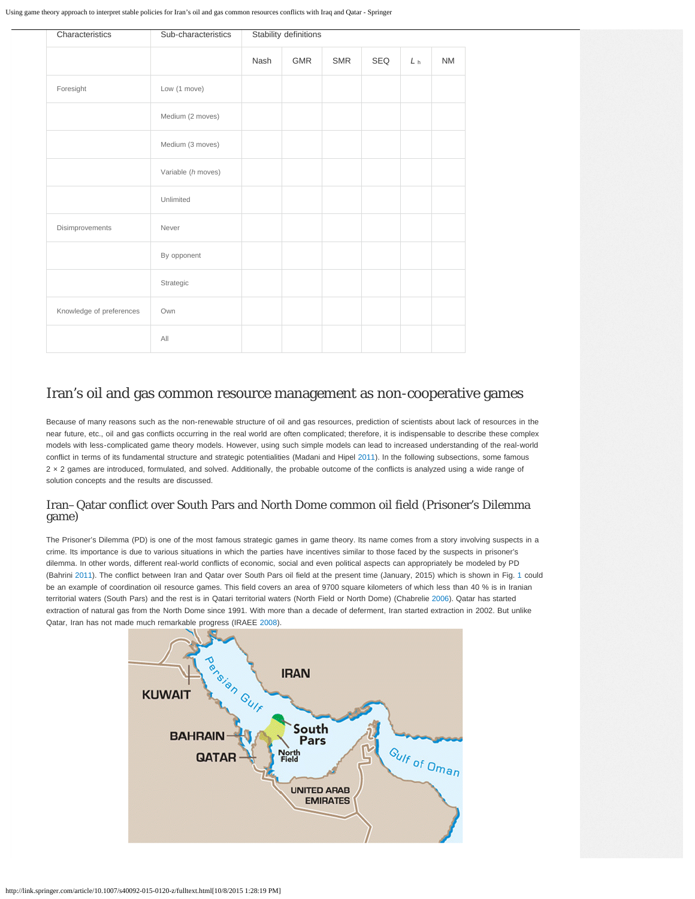| Characteristics | Sub-characteristics | Stability definitions | | | | | |
|---|---|---|---|---|---|---|---|
| | | Nash | GMR | SMR | SEQ | $L_h$ | NM |
| Foresight | Low (1 move) | | | | | | |
| | Medium (2 moves) | | | | | | |
| | Medium (3 moves) | | | | | | |
| | Variable (*h* moves) | | | | | | |
| | Unlimited | | | | | | |
| Disimprovements | Never | | | | | | |
| | By opponent | | | | | | |
| | Strategic | | | | | | |
| Knowledge of preferences | Own | | | | | | |
| | All | | | | | | |

## Iran's oil and gas common resource management as non-cooperative games

Because of many reasons such as the non-renewable structure of oil and gas resources, prediction of scientists about lack of resources in the near future, etc., oil and gas conflicts occurring in the real world are often complicated; therefore, it is indispensable to describe these complex models with less-complicated game theory models. However, using such simple models can lead to increased understanding of the real-world conflict in terms of its fundamental structure and strategic potentialities (Madani and Hipel 2011). In the following subsections, some famous 2 × 2 games are introduced, formulated, and solved. Additionally, the probable outcome of the conflicts is analyzed using a wide range of solution concepts and the results are discussed.

### Iran–Qatar conflict over South Pars and North Dome common oil field (Prisoner's Dilemma game)

The Prisoner's Dilemma (PD) is one of the most famous strategic games in game theory. Its name comes from a story involving suspects in a crime. Its importance is due to various situations in which the parties have incentives similar to those faced by the suspects in prisoner's dilemma. In other words, different real-world conflicts of economic, social and even political aspects can appropriately be modeled by PD (Bahrini 2011). The conflict between Iran and Qatar over South Pars oil field at the present time (January, 2015) which is shown in Fig. 1 could be an example of coordination oil resource games. This field covers an area of 9700 square kilometers of which less than 40 % is in Iranian territorial waters (South Pars) and the rest is in Qatari territorial waters (North Field or North Dome) (Chabrelie 2006). Qatar has started extraction of natural gas from the North Dome since 1991. With more than a decade of deferment, Iran started extraction in 2002. But unlike Qatar, Iran has not made much remarkable progress (IRAEE 2008).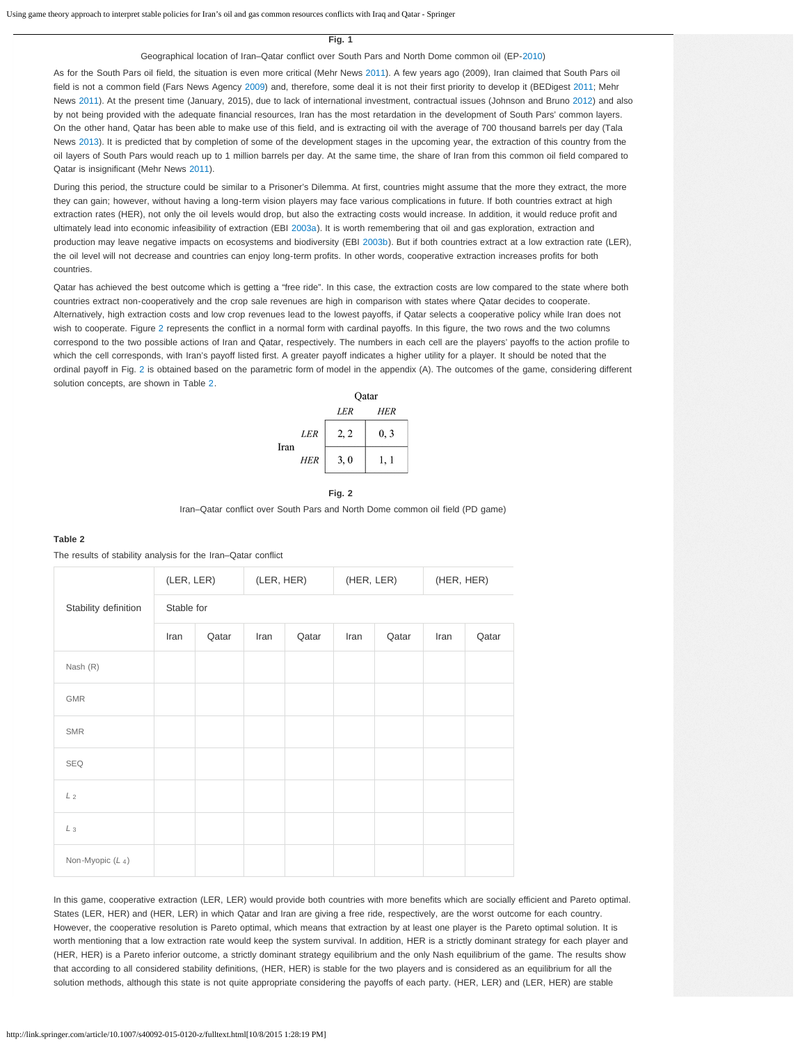**Fig. 1**

Geographical location of Iran–Qatar conflict over South Pars and North Dome common oil (EP-2010)

As for the South Pars oil field, the situation is even more critical (Mehr News 2011). A few years ago (2009), Iran claimed that South Pars oil field is not a common field (Fars News Agency 2009) and, therefore, some deal it is not their first priority to develop it (BEDigest 2011; Mehr News 2011). At the present time (January, 2015), due to lack of international investment, contractual issues (Johnson and Bruno 2012) and also by not being provided with the adequate financial resources, Iran has the most retardation in the development of South Pars' common layers. On the other hand, Qatar has been able to make use of this field, and is extracting oil with the average of 700 thousand barrels per day (Tala News 2013). It is predicted that by completion of some of the development stages in the upcoming year, the extraction of this country from the oil layers of South Pars would reach up to 1 million barrels per day. At the same time, the share of Iran from this common oil field compared to Qatar is insignificant (Mehr News 2011).

During this period, the structure could be similar to a Prisoner's Dilemma. At first, countries might assume that the more they extract, the more they can gain; however, without having a long-term vision players may face various complications in future. If both countries extract at high extraction rates (HER), not only the oil levels would drop, but also the extracting costs would increase. In addition, it would reduce profit and ultimately lead into economic infeasibility of extraction (EBI 2003a). It is worth remembering that oil and gas exploration, extraction and production may leave negative impacts on ecosystems and biodiversity (EBI 2003b). But if both countries extract at a low extraction rate (LER), the oil level will not decrease and countries can enjoy long-term profits. In other words, cooperative extraction increases profits for both countries.

Qatar has achieved the best outcome which is getting a "free ride". In this case, the extraction costs are low compared to the state where both countries extract non-cooperatively and the crop sale revenues are high in comparison with states where Qatar decides to cooperate. Alternatively, high extraction costs and low crop revenues lead to the lowest payoffs, if Qatar selects a cooperative policy while Iran does not wish to cooperate. Figure 2 represents the conflict in a normal form with cardinal payoffs. In this figure, the two rows and the two columns correspond to the two possible actions of Iran and Qatar, respectively. The numbers in each cell are the players' payoffs to the action profile to which the cell corresponds, with Iran's payoff listed first. A greater payoff indicates a higher utility for a player. It should be noted that the ordinal payoff in Fig. 2 is obtained based on the parametric form of model in the appendix (A). The outcomes of the game, considering different solution concepts, are shown in Table 2.

| | | Qatar | |
|---|---|---|---|
| | | *LER* | *HER* |
| Iran | *LER* | 2, 2 | 0, 3 |
| | *HER* | 3, 0 | 1, 1 |

**Fig. 2**

Iran–Qatar conflict over South Pars and North Dome common oil field (PD game)

**Table 2**

The results of stability analysis for the Iran–Qatar conflict

| Stability definition | (LER, LER) | | (LER, HER) | | (HER, LER) | | (HER, HER) | |
|---|---|---|---|---|---|---|---|---|
| | Stable for | | | | | | | |
| | Iran | Qatar | Iran | Qatar | Iran | Qatar | Iran | Qatar |
| Nash (R) | | | | | | | | |
| GMR | | | | | | | | |
| SMR | | | | | | | | |
| SEQ | | | | | | | | |
| $L_2$ | | | | | | | | |
| $L_3$ | | | | | | | | |
| Non-Myopic ($L_4$) | | | | | | | | |

In this game, cooperative extraction (LER, LER) would provide both countries with more benefits which are socially efficient and Pareto optimal. States (LER, HER) and (HER, LER) in which Qatar and Iran are giving a free ride, respectively, are the worst outcome for each country. However, the cooperative resolution is Pareto optimal, which means that extraction by at least one player is the Pareto optimal solution. It is worth mentioning that a low extraction rate would keep the system survival. In addition, HER is a strictly dominant strategy for each player and (HER, HER) is a Pareto inferior outcome, a strictly dominant strategy equilibrium and the only Nash equilibrium of the game. The results show that according to all considered stability definitions, (HER, HER) is stable for the two players and is considered as an equilibrium for all the solution methods, although this state is not quite appropriate considering the payoffs of each party. (HER, LER) and (LER, HER) are stable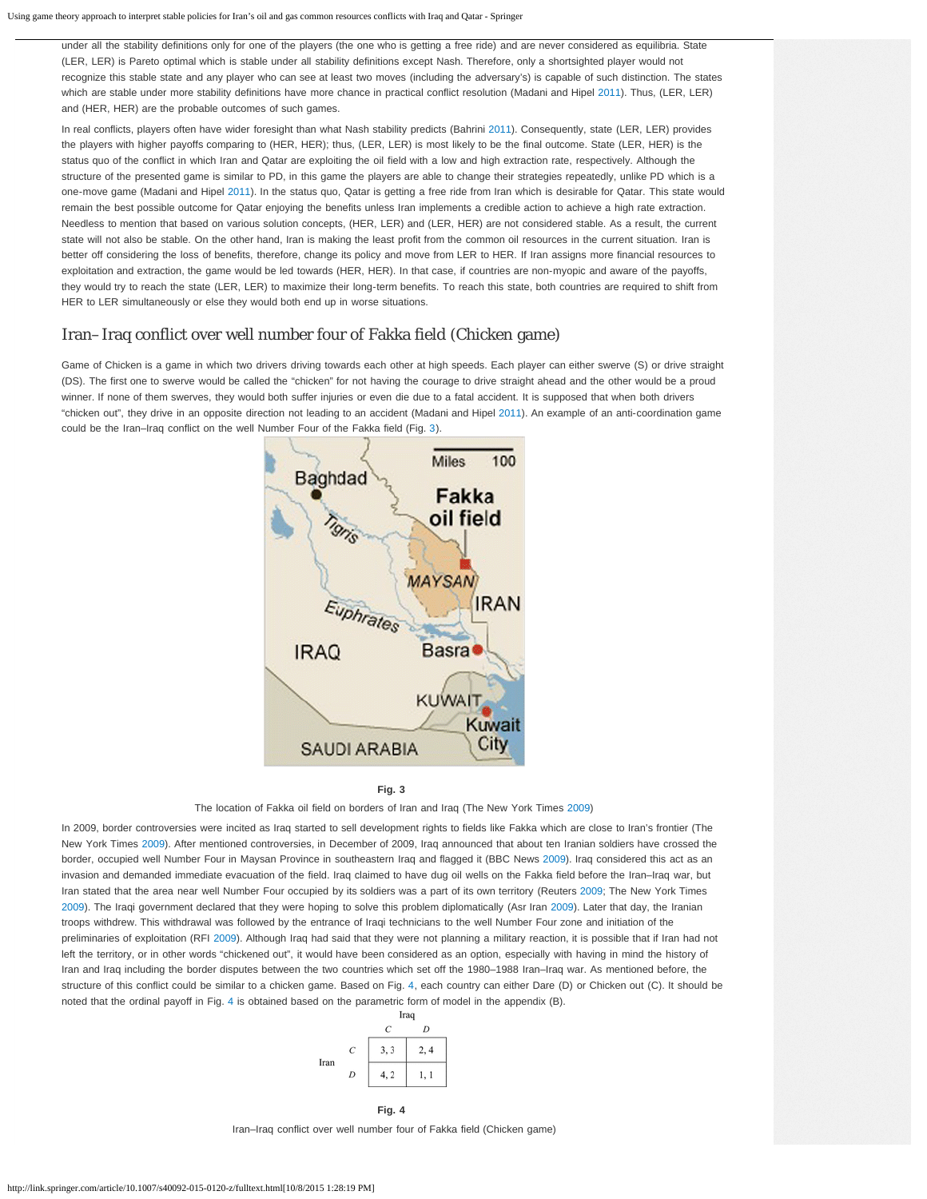under all the stability definitions only for one of the players (the one who is getting a free ride) and are never considered as equilibria. State (LER, LER) is Pareto optimal which is stable under all stability definitions except Nash. Therefore, only a shortsighted player would not recognize this stable state and any player who can see at least two moves (including the adversary's) is capable of such distinction. The states which are stable under more stability definitions have more chance in practical conflict resolution (Madani and Hipel 2011). Thus, (LER, LER) and (HER, HER) are the probable outcomes of such games.

In real conflicts, players often have wider foresight than what Nash stability predicts (Bahrini 2011). Consequently, state (LER, LER) provides the players with higher payoffs comparing to (HER, HER); thus, (LER, LER) is most likely to be the final outcome. State (LER, HER) is the status quo of the conflict in which Iran and Qatar are exploiting the oil field with a low and high extraction rate, respectively. Although the structure of the presented game is similar to PD, in this game the players are able to change their strategies repeatedly, unlike PD which is a one-move game (Madani and Hipel 2011). In the status quo, Qatar is getting a free ride from Iran which is desirable for Qatar. This state would remain the best possible outcome for Qatar enjoying the benefits unless Iran implements a credible action to achieve a high rate extraction. Needless to mention that based on various solution concepts, (HER, LER) and (LER, HER) are not considered stable. As a result, the current state will not also be stable. On the other hand, Iran is making the least profit from the common oil resources in the current situation. Iran is better off considering the loss of benefits, therefore, change its policy and move from LER to HER. If Iran assigns more financial resources to exploitation and extraction, the game would be led towards (HER, HER). In that case, if countries are non-myopic and aware of the payoffs, they would try to reach the state (LER, LER) to maximize their long-term benefits. To reach this state, both countries are required to shift from HER to LER simultaneously or else they would both end up in worse situations.

## Iran–Iraq conflict over well number four of Fakka field (Chicken game)

Game of Chicken is a game in which two drivers driving towards each other at high speeds. Each player can either swerve (S) or drive straight (DS). The first one to swerve would be called the "chicken" for not having the courage to drive straight ahead and the other would be a proud winner. If none of them swerves, they would both suffer injuries or even die due to a fatal accident. It is supposed that when both drivers "chicken out", they drive in an opposite direction not leading to an accident (Madani and Hipel 2011). An example of an anti-coordination game could be the Iran–Iraq conflict on the well Number Four of the Fakka field (Fig. 3).

Miles 100

Baghdad

Tigris

Fakka oil field

MAYSAN

IRAN

Euphrates

IRAQ

Basra

KUWAIT

Kuwait City

SAUDI ARABIA

**Fig. 3**

The location of Fakka oil field on borders of Iran and Iraq (The New York Times 2009)

In 2009, border controversies were incited as Iraq started to sell development rights to fields like Fakka which are close to Iran's frontier (The New York Times 2009). After mentioned controversies, in December of 2009, Iraq announced that about ten Iranian soldiers have crossed the border, occupied well Number Four in Maysan Province in southeastern Iraq and flagged it (BBC News 2009). Iraq considered this act as an invasion and demanded immediate evacuation of the field. Iraq claimed to have dug oil wells on the Fakka field before the Iran–Iraq war, but Iran stated that the area near well Number Four occupied by its soldiers was a part of its own territory (Reuters 2009; The New York Times 2009). The Iraqi government declared that they were hoping to solve this problem diplomatically (Asr Iran 2009). Later that day, the Iranian troops withdrew. This withdrawal was followed by the entrance of Iraqi technicians to the well Number Four zone and initiation of the preliminaries of exploitation (RFI 2009). Although Iraq had said that they were not planning a military reaction, it is possible that if Iran had not left the territory, or in other words "chickened out", it would have been considered as an option, especially with having in mind the history of Iran and Iraq including the border disputes between the two countries which set off the 1980–1988 Iran–Iraq war. As mentioned before, the structure of this conflict could be similar to a chicken game. Based on Fig. 4, each country can either Dare (D) or Chicken out (C). It should be noted that the ordinal payoff in Fig. 4 is obtained based on the parametric form of model in the appendix (B).

| | | Iraq C | Iraq D |
|---|---|---|---|
| Iran | C | 3, 3 | 2, 4 |
| | D | 4, 2 | 1, 1 |

**Fig. 4**

Iran–Iraq conflict over well number four of Fakka field (Chicken game)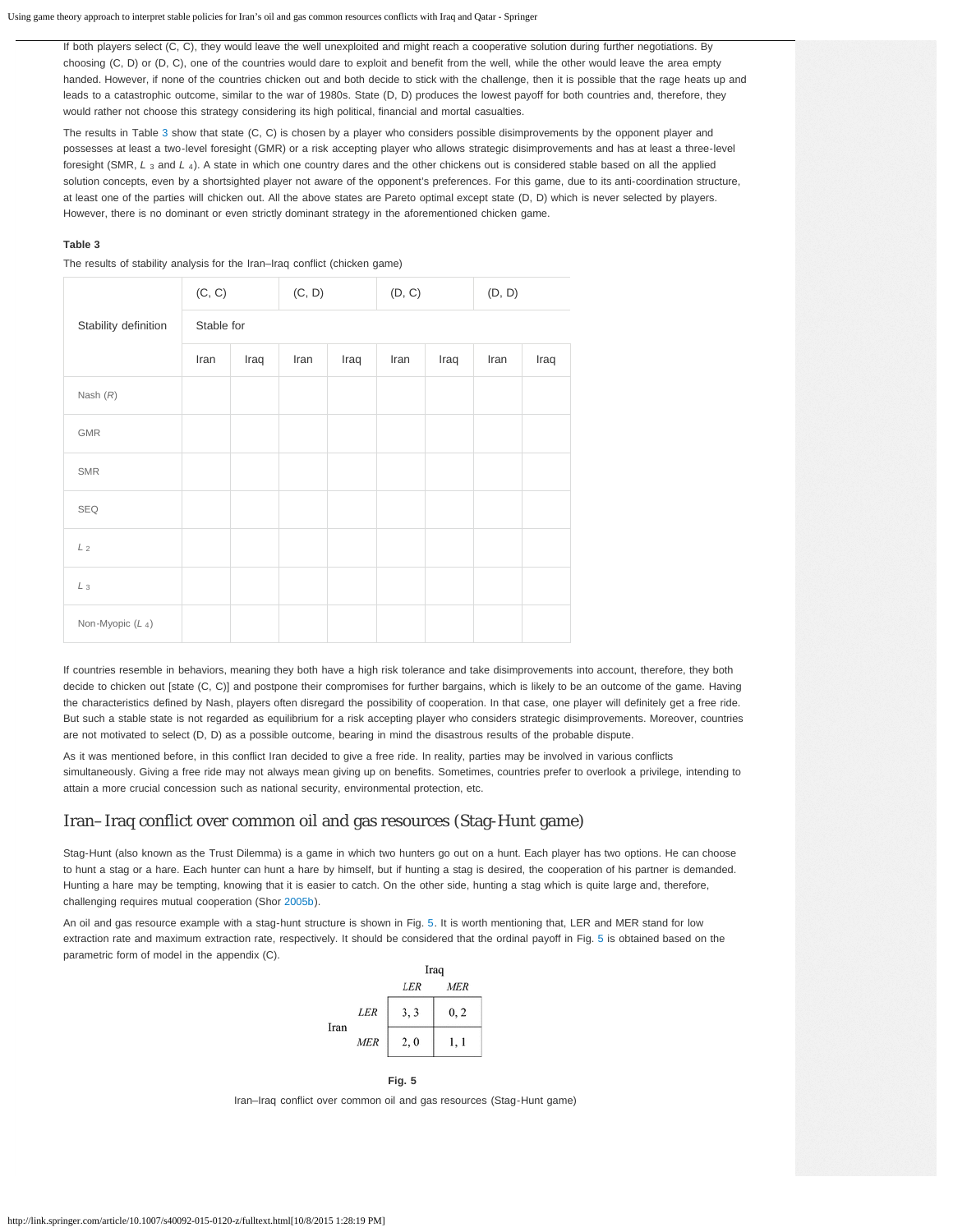If both players select (C, C), they would leave the well unexploited and might reach a cooperative solution during further negotiations. By choosing (C, D) or (D, C), one of the countries would dare to exploit and benefit from the well, while the other would leave the area empty handed. However, if none of the countries chicken out and both decide to stick with the challenge, then it is possible that the rage heats up and leads to a catastrophic outcome, similar to the war of 1980s. State (D, D) produces the lowest payoff for both countries and, therefore, they would rather not choose this strategy considering its high political, financial and mortal casualties.

The results in Table 3 show that state (C, C) is chosen by a player who considers possible disimprovements by the opponent player and possesses at least a two-level foresight (GMR) or a risk accepting player who allows strategic disimprovements and has at least a three-level foresight (SMR, $L_3$ and $L_4$). A state in which one country dares and the other chickens out is considered stable based on all the applied solution concepts, even by a shortsighted player not aware of the opponent's preferences. For this game, due to its anti-coordination structure, at least one of the parties will chicken out. All the above states are Pareto optimal except state (D, D) which is never selected by players. However, there is no dominant or even strictly dominant strategy in the aforementioned chicken game.

**Table 3**

The results of stability analysis for the Iran–Iraq conflict (chicken game)

| Stability definition | (C, C) | | (C, D) | | (D, C) | | (D, D) | |
|---|---|---|---|---|---|---|---|---|
| | Stable for | | | | | | | |
| | Iran | Iraq | Iran | Iraq | Iran | Iraq | Iran | Iraq |
| Nash ($R$) | | | | | | | | |
| GMR | | | | | | | | |
| SMR | | | | | | | | |
| SEQ | | | | | | | | |
| $L_2$ | | | | | | | | |
| $L_3$ | | | | | | | | |
| Non-Myopic ($L_4$) | | | | | | | | |

If countries resemble in behaviors, meaning they both have a high risk tolerance and take disimprovements into account, therefore, they both decide to chicken out [state (C, C)] and postpone their compromises for further bargains, which is likely to be an outcome of the game. Having the characteristics defined by Nash, players often disregard the possibility of cooperation. In that case, one player will definitely get a free ride. But such a stable state is not regarded as equilibrium for a risk accepting player who considers strategic disimprovements. Moreover, countries are not motivated to select (D, D) as a possible outcome, bearing in mind the disastrous results of the probable dispute.

As it was mentioned before, in this conflict Iran decided to give a free ride. In reality, parties may be involved in various conflicts simultaneously. Giving a free ride may not always mean giving up on benefits. Sometimes, countries prefer to overlook a privilege, intending to attain a more crucial concession such as national security, environmental protection, etc.

## Iran–Iraq conflict over common oil and gas resources (Stag-Hunt game)

Stag-Hunt (also known as the Trust Dilemma) is a game in which two hunters go out on a hunt. Each player has two options. He can choose to hunt a stag or a hare. Each hunter can hunt a hare by himself, but if hunting a stag is desired, the cooperation of his partner is demanded. Hunting a hare may be tempting, knowing that it is easier to catch. On the other side, hunting a stag which is quite large and, therefore, challenging requires mutual cooperation (Shor 2005b).

An oil and gas resource example with a stag-hunt structure is shown in Fig. 5. It is worth mentioning that, LER and MER stand for low extraction rate and maximum extraction rate, respectively. It should be considered that the ordinal payoff in Fig. 5 is obtained based on the parametric form of model in the appendix (C).

| | | Iraq | |
|---|---|---|---|
| | | *LER* | *MER* |
| Iran | *LER* | 3, 3 | 0, 2 |
| | *MER* | 2, 0 | 1, 1 |

**Fig. 5**

Iran–Iraq conflict over common oil and gas resources (Stag-Hunt game)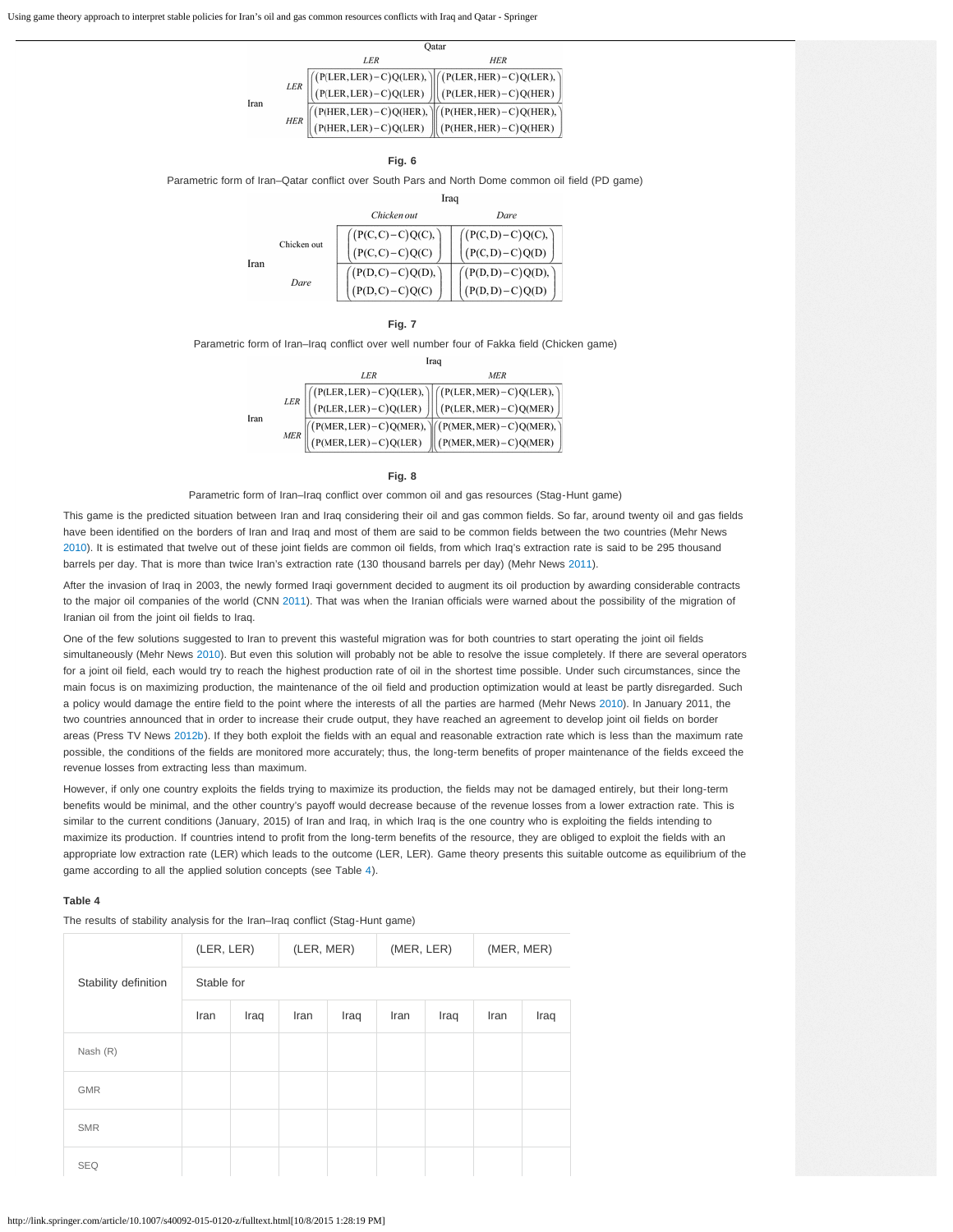| | | Qatar | |
|---|---|---|---|
| | | *LER* | *HER* |
| Iran | *LER* | $(P(LER,LER)-C)Q(LER)$, $(P(LER,LER)-C)Q(LER)$ | $(P(LER,HER)-C)Q(LER)$, $(P(LER,HER)-C)Q(HER)$ |
| | *HER* | $(P(HER,LER)-C)Q(HER)$, $(P(HER,LER)-C)Q(LER)$ | $(P(HER,HER)-C)Q(HER)$, $(P(HER,HER)-C)Q(HER)$ |

**Fig. 6**

Parametric form of Iran–Qatar conflict over South Pars and North Dome common oil field (PD game)

| | | Iraq | |
|---|---|---|---|
| | | *Chicken out* | *Dare* |
| Iran | Chicken out | $(P(C,C)-C)Q(C)$, $(P(C,C)-C)Q(C)$ | $(P(C,D)-C)Q(C)$, $(P(C,D)-C)Q(D)$ |
| | *Dare* | $(P(D,C)-C)Q(D)$, $(P(D,C)-C)Q(C)$ | $(P(D,D)-C)Q(D)$, $(P(D,D)-C)Q(D)$ |

**Fig. 7**

Parametric form of Iran–Iraq conflict over well number four of Fakka field (Chicken game)

| | | Iraq | |
|---|---|---|---|
| | | *LER* | *MER* |
| Iran | *LER* | $(P(LER,LER)-C)Q(LER)$, $(P(LER,LER)-C)Q(LER)$ | $(P(LER,MER)-C)Q(LER)$, $(P(LER,MER)-C)Q(MER)$ |
| | *MER* | $(P(MER,LER)-C)Q(MER)$, $(P(MER,LER)-C)Q(LER)$ | $(P(MER,MER)-C)Q(MER)$, $(P(MER,MER)-C)Q(MER)$ |

**Fig. 8**

Parametric form of Iran–Iraq conflict over common oil and gas resources (Stag-Hunt game)

This game is the predicted situation between Iran and Iraq considering their oil and gas common fields. So far, around twenty oil and gas fields have been identified on the borders of Iran and Iraq and most of them are said to be common fields between the two countries (Mehr News 2010). It is estimated that twelve out of these joint fields are common oil fields, from which Iraq's extraction rate is said to be 295 thousand barrels per day. That is more than twice Iran's extraction rate (130 thousand barrels per day) (Mehr News 2011).

After the invasion of Iraq in 2003, the newly formed Iraqi government decided to augment its oil production by awarding considerable contracts to the major oil companies of the world (CNN 2011). That was when the Iranian officials were warned about the possibility of the migration of Iranian oil from the joint oil fields to Iraq.

One of the few solutions suggested to Iran to prevent this wasteful migration was for both countries to start operating the joint oil fields simultaneously (Mehr News 2010). But even this solution will probably not be able to resolve the issue completely. If there are several operators for a joint oil field, each would try to reach the highest production rate of oil in the shortest time possible. Under such circumstances, since the main focus is on maximizing production, the maintenance of the oil field and production optimization would at least be partly disregarded. Such a policy would damage the entire field to the point where the interests of all the parties are harmed (Mehr News 2010). In January 2011, the two countries announced that in order to increase their crude output, they have reached an agreement to develop joint oil fields on border areas (Press TV News 2012b). If they both exploit the fields with an equal and reasonable extraction rate which is less than the maximum rate possible, the conditions of the fields are monitored more accurately; thus, the long-term benefits of proper maintenance of the fields exceed the revenue losses from extracting less than maximum.

However, if only one country exploits the fields trying to maximize its production, the fields may not be damaged entirely, but their long-term benefits would be minimal, and the other country's payoff would decrease because of the revenue losses from a lower extraction rate. This is similar to the current conditions (January, 2015) of Iran and Iraq, in which Iraq is the one country who is exploiting the fields intending to maximize its production. If countries intend to profit from the long-term benefits of the resource, they are obliged to exploit the fields with an appropriate low extraction rate (LER) which leads to the outcome (LER, LER). Game theory presents this suitable outcome as equilibrium of the game according to all the applied solution concepts (see Table 4).

**Table 4**

The results of stability analysis for the Iran–Iraq conflict (Stag-Hunt game)

| Stability definition | (LER, LER) | | (LER, MER) | | (MER, LER) | | (MER, MER) | |
|---|---|---|---|---|---|---|---|---|
| | Stable for | | | | | | | |
| | Iran | Iraq | Iran | Iraq | Iran | Iraq | Iran | Iraq |
| Nash (R) | | | | | | | | |
| GMR | | | | | | | | |
| SMR | | | | | | | | |
| SEQ | | | | | | | | |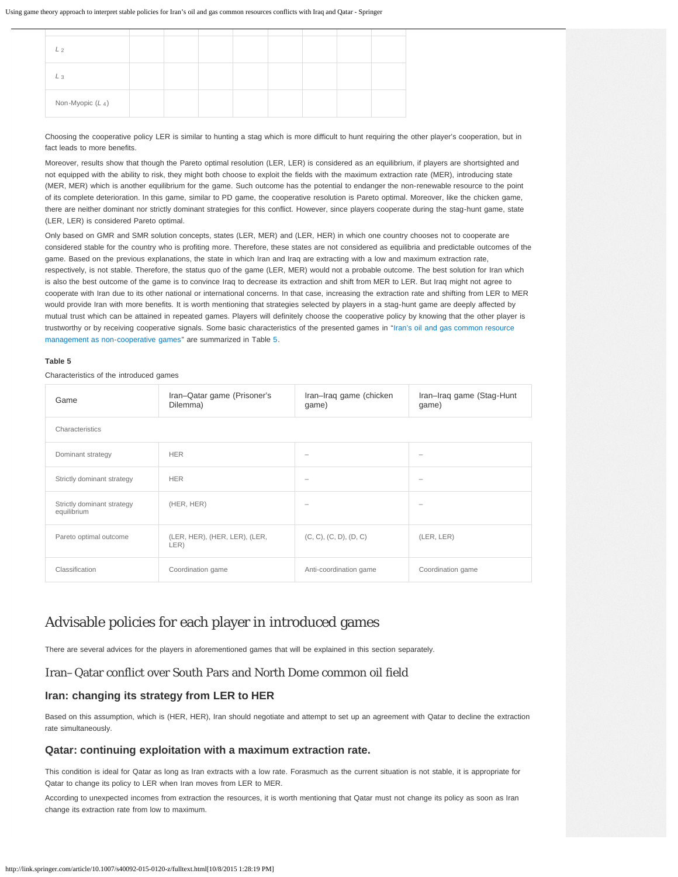| | | | | | | | | |
|---|---|---|---|---|---|---|---|---|
| $L_2$ | | | | | | | | |
| $L_3$ | | | | | | | | |
| Non-Myopic ($L_4$) | | | | | | | | |

Choosing the cooperative policy LER is similar to hunting a stag which is more difficult to hunt requiring the other player's cooperation, but in fact leads to more benefits.

Moreover, results show that though the Pareto optimal resolution (LER, LER) is considered as an equilibrium, if players are shortsighted and not equipped with the ability to risk, they might both choose to exploit the fields with the maximum extraction rate (MER), introducing state (MER, MER) which is another equilibrium for the game. Such outcome has the potential to endanger the non-renewable resource to the point of its complete deterioration. In this game, similar to PD game, the cooperative resolution is Pareto optimal. Moreover, like the chicken game, there are neither dominant nor strictly dominant strategies for this conflict. However, since players cooperate during the stag-hunt game, state (LER, LER) is considered Pareto optimal.

Only based on GMR and SMR solution concepts, states (LER, MER) and (LER, HER) in which one country chooses not to cooperate are considered stable for the country who is profiting more. Therefore, these states are not considered as equilibria and predictable outcomes of the game. Based on the previous explanations, the state in which Iran and Iraq are extracting with a low and maximum extraction rate, respectively, is not stable. Therefore, the status quo of the game (LER, MER) would not a probable outcome. The best solution for Iran which is also the best outcome of the game is to convince Iraq to decrease its extraction and shift from MER to LER. But Iraq might not agree to cooperate with Iran due to its other national or international concerns. In that case, increasing the extraction rate and shifting from LER to MER would provide Iran with more benefits. It is worth mentioning that strategies selected by players in a stag-hunt game are deeply affected by mutual trust which can be attained in repeated games. Players will definitely choose the cooperative policy by knowing that the other player is trustworthy or by receiving cooperative signals. Some basic characteristics of the presented games in "Iran's oil and gas common resource management as non-cooperative games" are summarized in Table 5.

**Table 5**

Characteristics of the introduced games

| Game | Iran–Qatar game (Prisoner's Dilemma) | Iran–Iraq game (chicken game) | Iran–Iraq game (Stag-Hunt game) |
|---|---|---|---|
| Characteristics | | | |
| Dominant strategy | HER | – | – |
| Strictly dominant strategy | HER | – | – |
| Strictly dominant strategy equilibrium | (HER, HER) | – | – |
| Pareto optimal outcome | (LER, HER), (HER, LER), (LER, LER) | (C, C), (C, D), (D, C) | (LER, LER) |
| Classification | Coordination game | Anti-coordination game | Coordination game |

## Advisable policies for each player in introduced games

There are several advices for the players in aforementioned games that will be explained in this section separately.

### Iran–Qatar conflict over South Pars and North Dome common oil field

#### Iran: changing its strategy from LER to HER

Based on this assumption, which is (HER, HER), Iran should negotiate and attempt to set up an agreement with Qatar to decline the extraction rate simultaneously.

#### Qatar: continuing exploitation with a maximum extraction rate.

This condition is ideal for Qatar as long as Iran extracts with a low rate. Forasmuch as the current situation is not stable, it is appropriate for Qatar to change its policy to LER when Iran moves from LER to MER.

According to unexpected incomes from extraction the resources, it is worth mentioning that Qatar must not change its policy as soon as Iran change its extraction rate from low to maximum.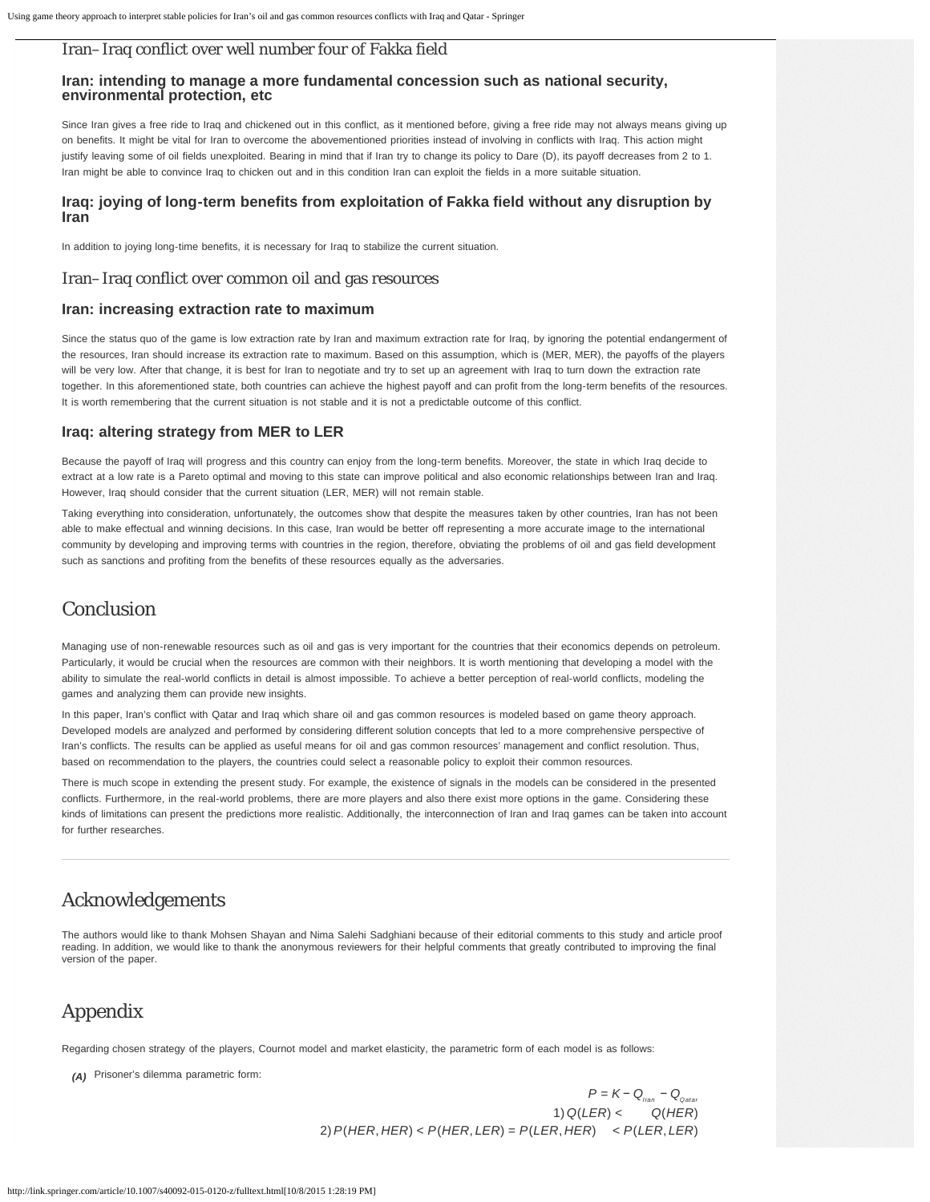### Iran–Iraq conflict over well number four of Fakka field

#### Iran: intending to manage a more fundamental concession such as national security, environmental protection, etc

Since Iran gives a free ride to Iraq and chickened out in this conflict, as it mentioned before, giving a free ride may not always means giving up on benefits. It might be vital for Iran to overcome the abovementioned priorities instead of involving in conflicts with Iraq. This action might justify leaving some of oil fields unexploited. Bearing in mind that if Iran try to change its policy to Dare (D), its payoff decreases from 2 to 1. Iran might be able to convince Iraq to chicken out and in this condition Iran can exploit the fields in a more suitable situation.

#### Iraq: joying of long-term benefits from exploitation of Fakka field without any disruption by Iran

In addition to joying long-time benefits, it is necessary for Iraq to stabilize the current situation.

### Iran–Iraq conflict over common oil and gas resources

#### Iran: increasing extraction rate to maximum

Since the status quo of the game is low extraction rate by Iran and maximum extraction rate for Iraq, by ignoring the potential endangerment of the resources, Iran should increase its extraction rate to maximum. Based on this assumption, which is (MER, MER), the payoffs of the players will be very low. After that change, it is best for Iran to negotiate and try to set up an agreement with Iraq to turn down the extraction rate together. In this aforementioned state, both countries can achieve the highest payoff and can profit from the long-term benefits of the resources. It is worth remembering that the current situation is not stable and it is not a predictable outcome of this conflict.

#### Iraq: altering strategy from MER to LER

Because the payoff of Iraq will progress and this country can enjoy from the long-term benefits. Moreover, the state in which Iraq decide to extract at a low rate is a Pareto optimal and moving to this state can improve political and also economic relationships between Iran and Iraq. However, Iraq should consider that the current situation (LER, MER) will not remain stable.

Taking everything into consideration, unfortunately, the outcomes show that despite the measures taken by other countries, Iran has not been able to make effectual and winning decisions. In this case, Iran would be better off representing a more accurate image to the international community by developing and improving terms with countries in the region, therefore, obviating the problems of oil and gas field development such as sanctions and profiting from the benefits of these resources equally as the adversaries.

## Conclusion

Managing use of non-renewable resources such as oil and gas is very important for the countries that their economics depends on petroleum. Particularly, it would be crucial when the resources are common with their neighbors. It is worth mentioning that developing a model with the ability to simulate the real-world conflicts in detail is almost impossible. To achieve a better perception of real-world conflicts, modeling the games and analyzing them can provide new insights.

In this paper, Iran's conflict with Qatar and Iraq which share oil and gas common resources is modeled based on game theory approach. Developed models are analyzed and performed by considering different solution concepts that led to a more comprehensive perspective of Iran's conflicts. The results can be applied as useful means for oil and gas common resources' management and conflict resolution. Thus, based on recommendation to the players, the countries could select a reasonable policy to exploit their common resources.

There is much scope in extending the present study. For example, the existence of signals in the models can be considered in the presented conflicts. Furthermore, in the real-world problems, there are more players and also there exist more options in the game. Considering these kinds of limitations can present the predictions more realistic. Additionally, the interconnection of Iran and Iraq games can be taken into account for further researches.

## Acknowledgements

The authors would like to thank Mohsen Shayan and Nima Salehi Sadghiani because of their editorial comments to this study and article proof reading. In addition, we would like to thank the anonymous reviewers for their helpful comments that greatly contributed to improving the final version of the paper.

## Appendix

Regarding chosen strategy of the players, Cournot model and market elasticity, the parametric form of each model is as follows:

*(A)* Prisoner's dilemma parametric form:

$$P = K - Q_{Iran} - Q_{Qatar}$$

$$1)\, Q(LER) < Q(HER)$$

$$2)\, P(HER, HER) < P(HER, LER) = P(LER, HER) < P(LER, LER)$$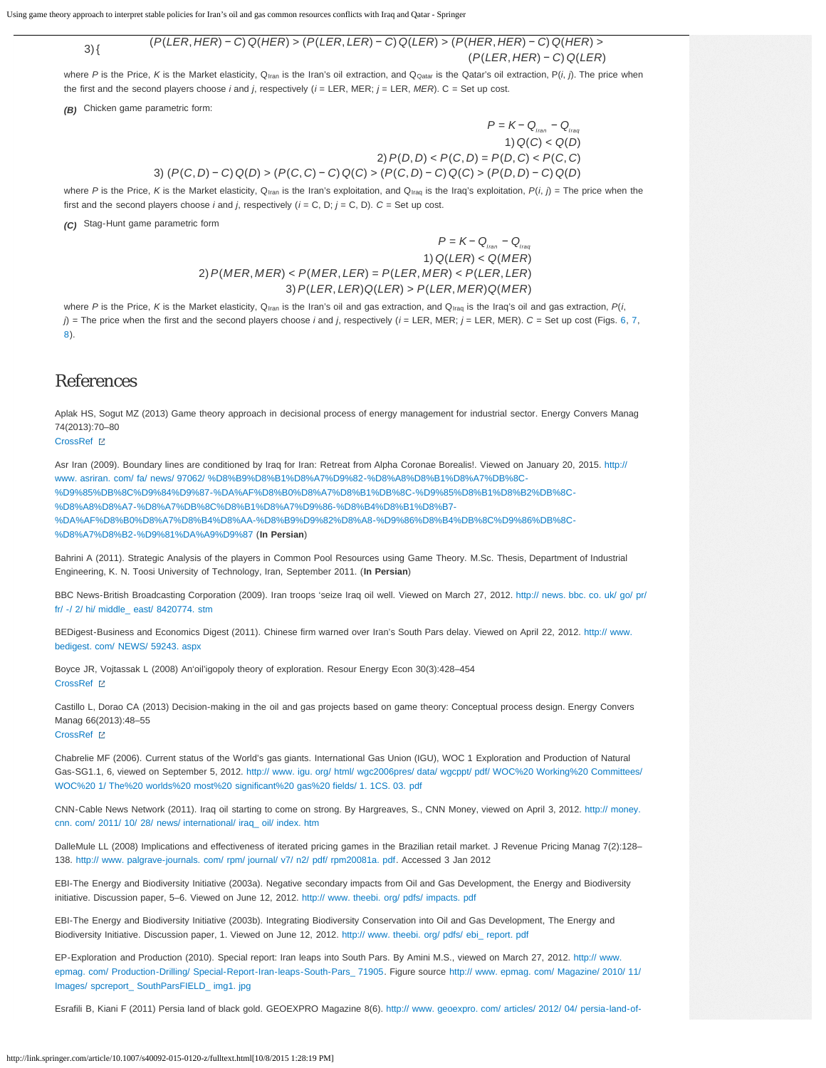$$3)\{ \quad (P(LER,HER)-C)Q(HER) > (P(LER,LER)-C)Q(LER) > (P(HER,HER)-C)Q(HER) > (P(LER,HER)-C)Q(LER)$$

where $P$ is the Price, $K$ is the Market elasticity, $Q_{Iran}$ is the Iran's oil extraction, and $Q_{Qatar}$ is the Qatar's oil extraction, P($i$, $j$). The price when the first and the second players choose $i$ and $j$, respectively ($i$ = LER, MER; $j$ = LER, $MER$). C = Set up cost.

***(B)*** Chicken game parametric form:

$$P = K - Q_{Iran} - Q_{Iraq}$$

$$1)\, Q(C) < Q(D)$$

$$2)\, P(D,D) < P(C,D) = P(D,C) < P(C,C)$$

$$3)\, (P(C,D)-C)Q(D) > (P(C,C)-C)Q(C) > (P(C,D)-C)Q(C) > (P(D,D)-C)Q(D)$$

where $P$ is the Price, $K$ is the Market elasticity, $Q_{Iran}$ is the Iran's exploitation, and $Q_{Iraq}$ is the Iraq's exploitation, $P(i, j)$ = The price when the first and the second players choose $i$ and $j$, respectively ($i$ = C, D; $j$ = C, D). $C$ = Set up cost.

***(C)*** Stag-Hunt game parametric form

$$P = K - Q_{Iran} - Q_{Iraq}$$

$$1)\, Q(LER) < Q(MER)$$

$$2)\, P(MER,MER) < P(MER,LER) = P(LER,MER) < P(LER,LER)$$

$$3)\, P(LER,LER)Q(LER) > P(LER,MER)Q(MER)$$

where $P$ is the Price, $K$ is the Market elasticity, $Q_{Iran}$ is the Iran's oil and gas extraction, and $Q_{Iraq}$ is the Iraq's oil and gas extraction, $P(i, j)$ = The price when the first and the second players choose $i$ and $j$, respectively ($i$ = LER, MER; $j$ = LER, MER). $C$ = Set up cost (Figs. 6, 7, 8).

# References

Aplak HS, Sogut MZ (2013) Game theory approach in decisional process of energy management for industrial sector. Energy Convers Manag 74(2013):70–80
CrossRef

Asr Iran (2009). Boundary lines are conditioned by Iraq for Iran: Retreat from Alpha Coronae Borealis!. Viewed on January 20, 2015. http://www.asriran.com/fa/news/97062/%D8%B9%D8%B1%D8%A7%D9%82-%D8%A8%D8%B1%D8%A7%DB%8C-%D9%85%DB%8C%D9%84%D9%87-%DA%AF%D8%B0%D8%A7%D8%B1%DB%8C-%D9%85%D8%B1%D8%B2%DB%8C-%D8%A8%D8%A7-%D8%A7%DB%8C%D8%B1%D8%A7%D9%86-%D8%B4%D8%B1%D8%B7-%DA%AF%D8%B0%D8%A7%D8%B4%D8%AA-%D8%B9%D9%82%D8%A8-%D9%86%D8%B4%DB%8C%D9%86%DB%8C-%D8%A7%D8%B2-%D9%81%DA%A9%D9%87 (**In Persian**)

Bahrini A (2011). Strategic Analysis of the players in Common Pool Resources using Game Theory. M.Sc. Thesis, Department of Industrial Engineering, K. N. Toosi University of Technology, Iran, September 2011. (**In Persian**)

BBC News-British Broadcasting Corporation (2009). Iran troops 'seize Iraq oil well. Viewed on March 27, 2012. http://news.bbc.co.uk/go/pr/fr/-/2/hi/middle_east/8420774.stm

BEDigest-Business and Economics Digest (2011). Chinese firm warned over Iran's South Pars delay. Viewed on April 22, 2012. http://www.bedigest.com/NEWS/59243.aspx

Boyce JR, Vojtassak L (2008) An'oil'igopoly theory of exploration. Resour Energy Econ 30(3):428–454
CrossRef

Castillo L, Dorao CA (2013) Decision-making in the oil and gas projects based on game theory: Conceptual process design. Energy Convers Manag 66(2013):48–55
CrossRef

Chabrelie MF (2006). Current status of the World's gas giants. International Gas Union (IGU), WOC 1 Exploration and Production of Natural Gas-SG1.1, 6, viewed on September 5, 2012. http://www.igu.org/html/wgc2006pres/data/wgcppt/pdf/WOC%20Working%20Committees/WOC%201/The%20worlds%20most%20significant%20gas%20fields/1.1CS.03.pdf

CNN-Cable News Network (2011). Iraq oil starting to come on strong. By Hargreaves, S., CNN Money, viewed on April 3, 2012. http://money.cnn.com/2011/10/28/news/international/iraq_oil/index.htm

DalleMule LL (2008) Implications and effectiveness of iterated pricing games in the Brazilian retail market. J Revenue Pricing Manag 7(2):128–138. http://www.palgrave-journals.com/rpm/journal/v7/n2/pdf/rpm20081a.pdf. Accessed 3 Jan 2012

EBI-The Energy and Biodiversity Initiative (2003a). Negative secondary impacts from Oil and Gas Development, the Energy and Biodiversity initiative. Discussion paper, 5–6. Viewed on June 12, 2012. http://www.theebi.org/pdfs/impacts.pdf

EBI-The Energy and Biodiversity Initiative (2003b). Integrating Biodiversity Conservation into Oil and Gas Development, The Energy and Biodiversity Initiative. Discussion paper, 1. Viewed on June 12, 2012. http://www.theebi.org/pdfs/ebi_report.pdf

EP-Exploration and Production (2010). Special report: Iran leaps into South Pars. By Amini M.S., viewed on March 27, 2012. http://www.epmag.com/Production-Drilling/Special-Report-Iran-leaps-South-Pars_71905. Figure source http://www.epmag.com/Magazine/2010/11/Images/spcreport_SouthParsFIELD_img1.jpg

Esrafili B, Kiani F (2011) Persia land of black gold. GEOEXPRO Magazine 8(6). http://www.geoexpro.com/articles/2012/04/persia-land-of-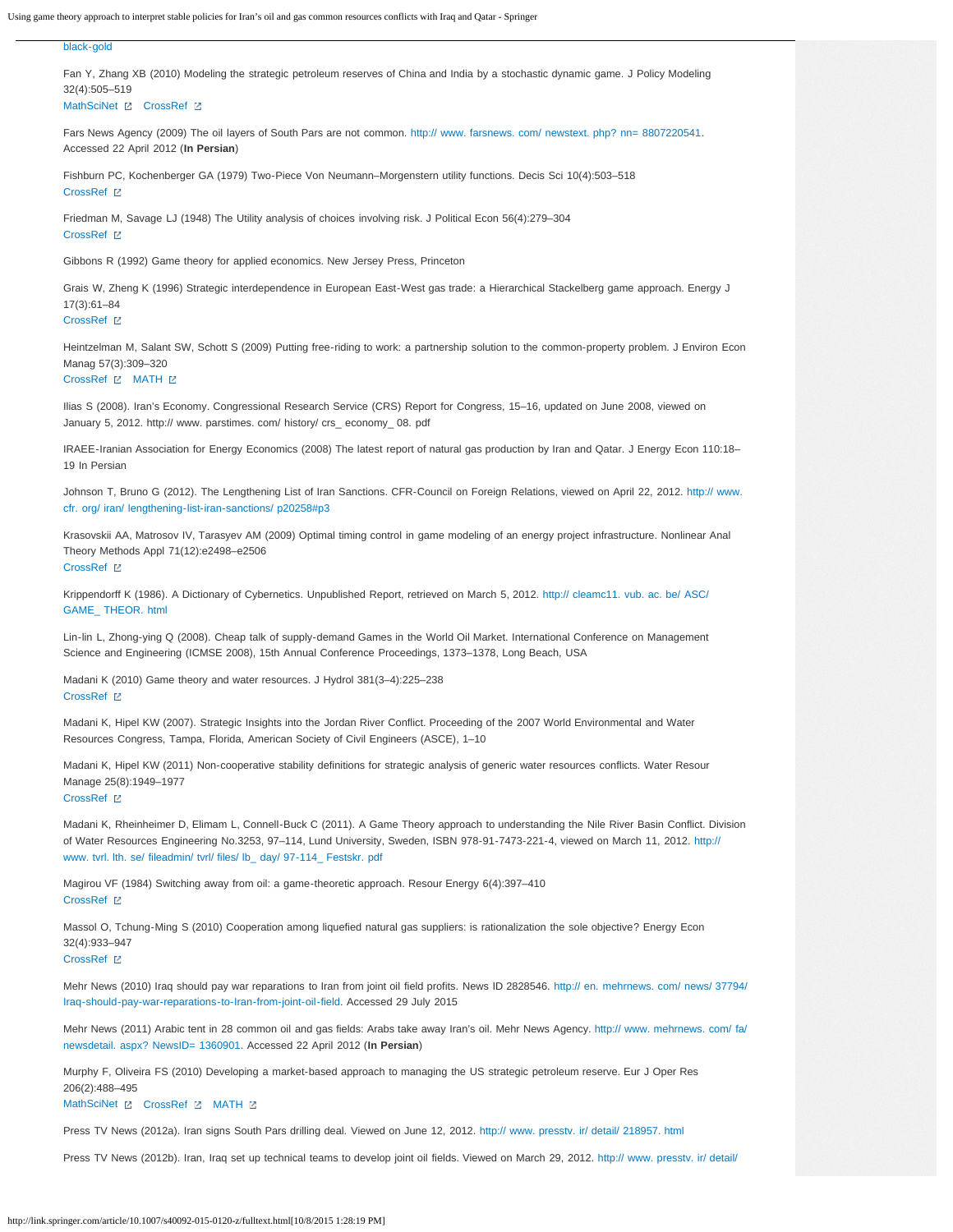black-gold

Fan Y, Zhang XB (2010) Modeling the strategic petroleum reserves of China and India by a stochastic dynamic game. J Policy Modeling 32(4):505–519
MathSciNet CrossRef

Fars News Agency (2009) The oil layers of South Pars are not common. http:// www. farsnews. com/ newstext. php? nn= 8807220541. Accessed 22 April 2012 (**In Persian**)

Fishburn PC, Kochenberger GA (1979) Two-Piece Von Neumann–Morgenstern utility functions. Decis Sci 10(4):503–518
CrossRef

Friedman M, Savage LJ (1948) The Utility analysis of choices involving risk. J Political Econ 56(4):279–304
CrossRef

Gibbons R (1992) Game theory for applied economics. New Jersey Press, Princeton

Grais W, Zheng K (1996) Strategic interdependence in European East-West gas trade: a Hierarchical Stackelberg game approach. Energy J 17(3):61–84
CrossRef

Heintzelman M, Salant SW, Schott S (2009) Putting free-riding to work: a partnership solution to the common-property problem. J Environ Econ Manag 57(3):309–320
CrossRef MATH

Ilias S (2008). Iran's Economy. Congressional Research Service (CRS) Report for Congress, 15–16, updated on June 2008, viewed on January 5, 2012. http:// www. parstimes. com/ history/ crs_ economy_ 08. pdf

IRAEE-Iranian Association for Energy Economics (2008) The latest report of natural gas production by Iran and Qatar. J Energy Econ 110:18–19 In Persian

Johnson T, Bruno G (2012). The Lengthening List of Iran Sanctions. CFR-Council on Foreign Relations, viewed on April 22, 2012. http:// www. cfr. org/ iran/ lengthening-list-iran-sanctions/ p20258#p3

Krasovskii AA, Matrosov IV, Tarasyev AM (2009) Optimal timing control in game modeling of an energy project infrastructure. Nonlinear Anal Theory Methods Appl 71(12):e2498–e2506
CrossRef

Krippendorff K (1986). A Dictionary of Cybernetics. Unpublished Report, retrieved on March 5, 2012. http:// cleamc11. vub. ac. be/ ASC/ GAME_ THEOR. html

Lin-lin L, Zhong-ying Q (2008). Cheap talk of supply-demand Games in the World Oil Market. International Conference on Management Science and Engineering (ICMSE 2008), 15th Annual Conference Proceedings, 1373–1378, Long Beach, USA

Madani K (2010) Game theory and water resources. J Hydrol 381(3–4):225–238
CrossRef

Madani K, Hipel KW (2007). Strategic Insights into the Jordan River Conflict. Proceeding of the 2007 World Environmental and Water Resources Congress, Tampa, Florida, American Society of Civil Engineers (ASCE), 1–10

Madani K, Hipel KW (2011) Non-cooperative stability definitions for strategic analysis of generic water resources conflicts. Water Resour Manage 25(8):1949–1977
CrossRef

Madani K, Rheinheimer D, Elimam L, Connell-Buck C (2011). A Game Theory approach to understanding the Nile River Basin Conflict. Division of Water Resources Engineering No.3253, 97–114, Lund University, Sweden, ISBN 978-91-7473-221-4, viewed on March 11, 2012. http:// www. tvrl. lth. se/ fileadmin/ tvrl/ files/ lb_ day/ 97-114_ Festskr. pdf

Magirou VF (1984) Switching away from oil: a game-theoretic approach. Resour Energy 6(4):397–410
CrossRef

Massol O, Tchung-Ming S (2010) Cooperation among liquefied natural gas suppliers: is rationalization the sole objective? Energy Econ 32(4):933–947
CrossRef

Mehr News (2010) Iraq should pay war reparations to Iran from joint oil field profits. News ID 2828546. http:// en. mehrnews. com/ news/ 37794/ Iraq-should-pay-war-reparations-to-Iran-from-joint-oil-field. Accessed 29 July 2015

Mehr News (2011) Arabic tent in 28 common oil and gas fields: Arabs take away Iran's oil. Mehr News Agency. http:// www. mehrnews. com/ fa/ newsdetail. aspx? NewsID= 1360901. Accessed 22 April 2012 (**In Persian**)

Murphy F, Oliveira FS (2010) Developing a market-based approach to managing the US strategic petroleum reserve. Eur J Oper Res 206(2):488–495
MathSciNet CrossRef MATH

Press TV News (2012a). Iran signs South Pars drilling deal. Viewed on June 12, 2012. http:// www. presstv. ir/ detail/ 218957. html

Press TV News (2012b). Iran, Iraq set up technical teams to develop joint oil fields. Viewed on March 29, 2012. http:// www. presstv. ir/ detail/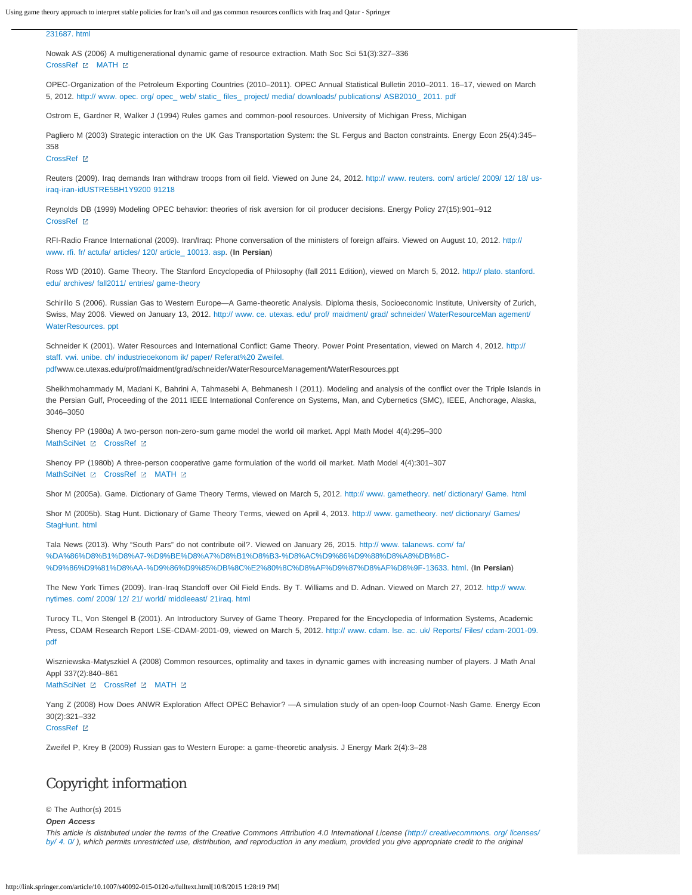231687. html

Nowak AS (2006) A multigenerational dynamic game of resource extraction. Math Soc Sci 51(3):327–336
CrossRef MATH

OPEC-Organization of the Petroleum Exporting Countries (2010–2011). OPEC Annual Statistical Bulletin 2010–2011. 16–17, viewed on March 5, 2012. http:// www. opec. org/ opec_ web/ static_ files_ project/ media/ downloads/ publications/ ASB2010_ 2011. pdf

Ostrom E, Gardner R, Walker J (1994) Rules games and common-pool resources. University of Michigan Press, Michigan

Pagliero M (2003) Strategic interaction on the UK Gas Transportation System: the St. Fergus and Bacton constraints. Energy Econ 25(4):345–358
CrossRef

Reuters (2009). Iraq demands Iran withdraw troops from oil field. Viewed on June 24, 2012. http:// www. reuters. com/ article/ 2009/ 12/ 18/ us-iraq-iran-idUSTRE5BH1Y9200 91218

Reynolds DB (1999) Modeling OPEC behavior: theories of risk aversion for oil producer decisions. Energy Policy 27(15):901–912
CrossRef

RFI-Radio France International (2009). Iran/Iraq: Phone conversation of the ministers of foreign affairs. Viewed on August 10, 2012. http:// www. rfi. fr/ actufa/ articles/ 120/ article_ 10013. asp. (**In Persian**)

Ross WD (2010). Game Theory. The Stanford Encyclopedia of Philosophy (fall 2011 Edition), viewed on March 5, 2012. http:// plato. stanford. edu/ archives/ fall2011/ entries/ game-theory

Schirillo S (2006). Russian Gas to Western Europe—A Game-theoretic Analysis. Diploma thesis, Socioeconomic Institute, University of Zurich, Swiss, May 2006. Viewed on January 13, 2012. http:// www. ce. utexas. edu/ prof/ maidment/ grad/ schneider/ WaterResourceMan agement/ WaterResources. ppt

Schneider K (2001). Water Resources and International Conflict: Game Theory. Power Point Presentation, viewed on March 4, 2012. http:// staff. vwi. unibe. ch/ industrieoekonom ik/ paper/ Referat%20 Zweifel. pdfwww.ce.utexas.edu/prof/maidment/grad/schneider/WaterResourceManagement/WaterResources.ppt

Sheikhmohammady M, Madani K, Bahrini A, Tahmasebi A, Behmanesh I (2011). Modeling and analysis of the conflict over the Triple Islands in the Persian Gulf, Proceeding of the 2011 IEEE International Conference on Systems, Man, and Cybernetics (SMC), IEEE, Anchorage, Alaska, 3046–3050

Shenoy PP (1980a) A two-person non-zero-sum game model the world oil market. Appl Math Model 4(4):295–300
MathSciNet CrossRef

Shenoy PP (1980b) A three-person cooperative game formulation of the world oil market. Math Model 4(4):301–307
MathSciNet CrossRef MATH

Shor M (2005a). Game. Dictionary of Game Theory Terms, viewed on March 5, 2012. http:// www. gametheory. net/ dictionary/ Game. html

Shor M (2005b). Stag Hunt. Dictionary of Game Theory Terms, viewed on April 4, 2013. http:// www. gametheory. net/ dictionary/ Games/ StagHunt. html

Tala News (2013). Why "South Pars" do not contribute oil?. Viewed on January 26, 2015. http:// www. talanews. com/ fa/ %DA%86%D8%B1%D8%A7-%D9%BE%D8%A7%D8%B1%D8%B3-%D8%AC%D9%86%D9%88%D8%A8%DB%8C-%D9%86%D9%81%D8%AA-%D9%86%D9%85%DB%8C%E2%80%8C%D8%AF%D9%87%D8%AF%D8%9F-13633. html. (**In Persian**)

The New York Times (2009). Iran-Iraq Standoff over Oil Field Ends. By T. Williams and D. Adnan. Viewed on March 27, 2012. http:// www. nytimes. com/ 2009/ 12/ 21/ world/ middleeast/ 21iraq. html

Turocy TL, Von Stengel B (2001). An Introductory Survey of Game Theory. Prepared for the Encyclopedia of Information Systems, Academic Press, CDAM Research Report LSE-CDAM-2001-09, viewed on March 5, 2012. http:// www. cdam. lse. ac. uk/ Reports/ Files/ cdam-2001-09. pdf

Wiszniewska-Matyszkiel A (2008) Common resources, optimality and taxes in dynamic games with increasing number of players. J Math Anal Appl 337(2):840–861
MathSciNet CrossRef MATH

Yang Z (2008) How Does ANWR Exploration Affect OPEC Behavior? —A simulation study of an open-loop Cournot-Nash Game. Energy Econ 30(2):321–332
CrossRef

Zweifel P, Krey B (2009) Russian gas to Western Europe: a game-theoretic analysis. J Energy Mark 2(4):3–28

## Copyright information

© The Author(s) 2015

***Open Access***

*This article is distributed under the terms of the Creative Commons Attribution 4.0 International License (http:// creativecommons. org/ licenses/ by/ 4. 0/ ), which permits unrestricted use, distribution, and reproduction in any medium, provided you give appropriate credit to the original*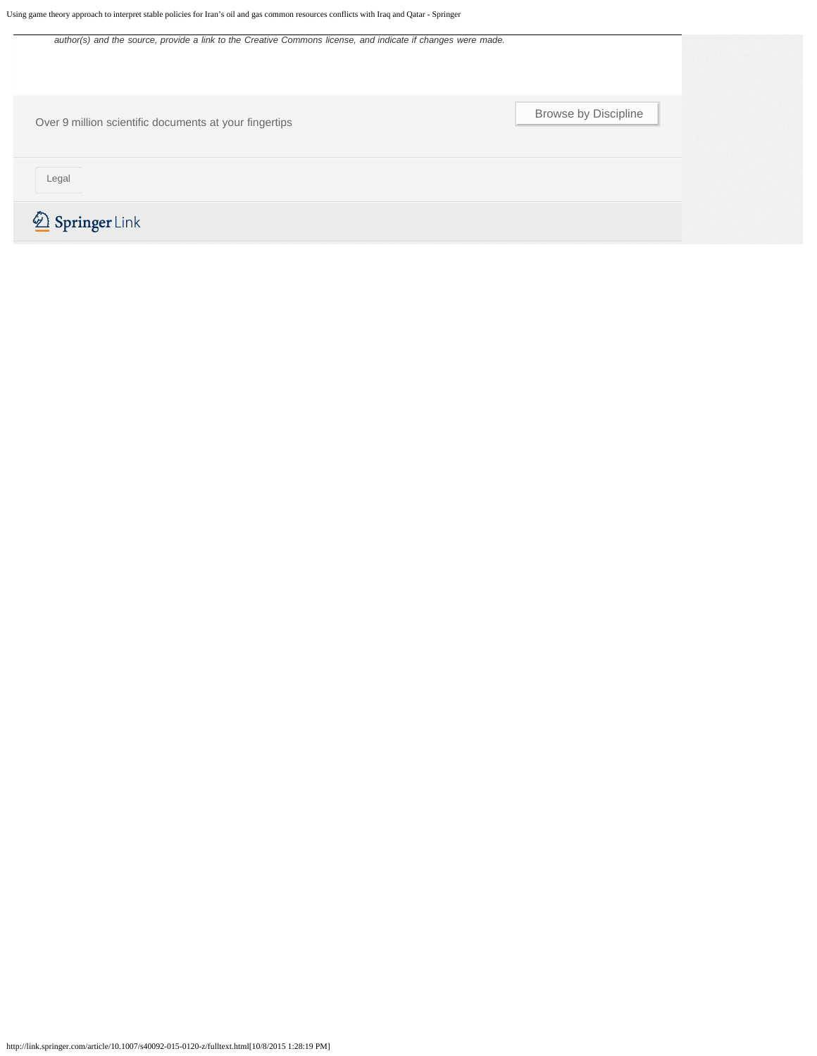*author(s) and the source, provide a link to the Creative Commons license, and indicate if changes were made.*

Over 9 million scientific documents at your fingertips

Browse by Discipline

Legal

Springer Link